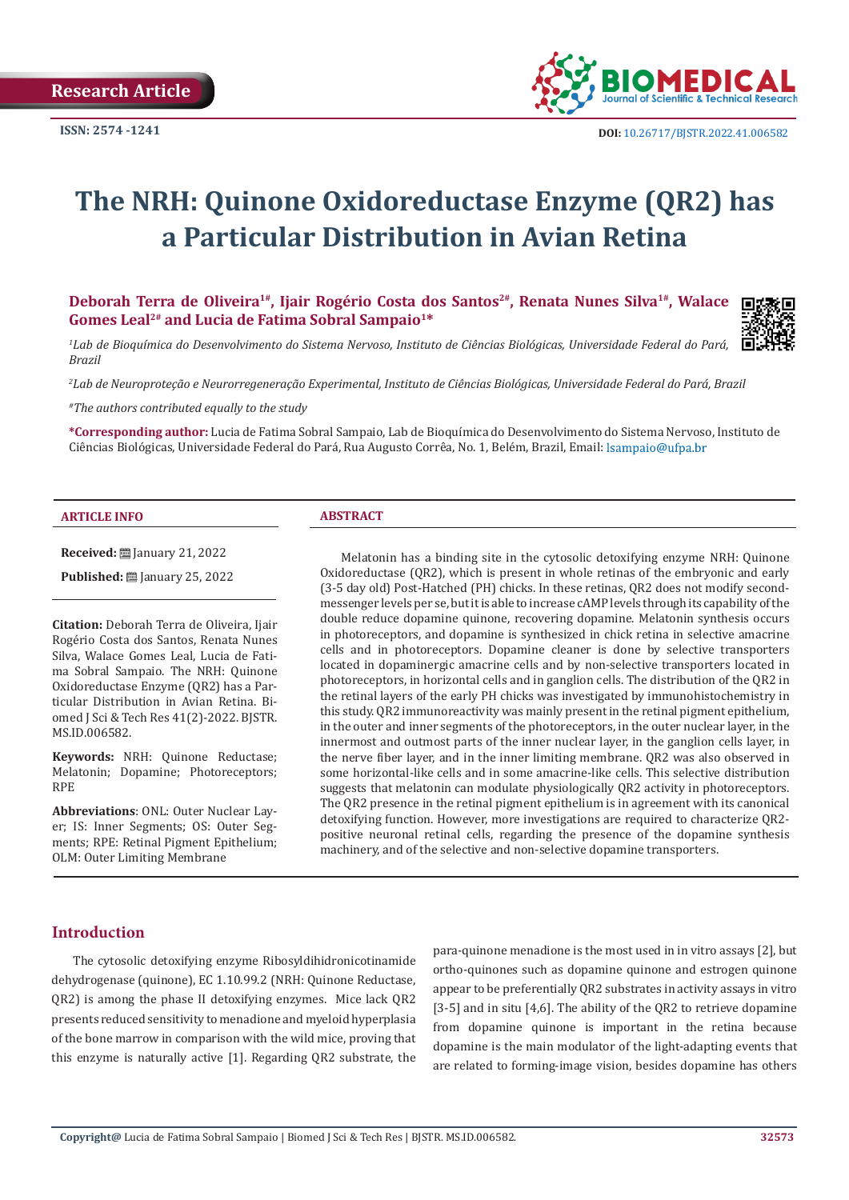Research Article

ISSN: 2574 -1241

DOI: 10.26717/BJSTR.2022.41.006582

# The NRH: Quinone Oxidoreductase Enzyme (QR2) has a Particular Distribution in Avian Retina

**Deborah Terra de Oliveira[1#], Ijair Rogério Costa dos Santos[2#], Renata Nunes Silva[1#], Walace Gomes Leal[2#] and Lucia de Fatima Sobral Sampaio[1*]**

[1]*Lab de Bioquímica do Desenvolvimento do Sistema Nervoso, Instituto de Ciências Biológicas, Universidade Federal do Pará, Brazil*

[2]*Lab de Neuroproteção e Neurorregeneração Experimental, Instituto de Ciências Biológicas, Universidade Federal do Pará, Brazil*

[#]*The authors contributed equally to the study*

**\*Corresponding author:** Lucia de Fatima Sobral Sampaio, Lab de Bioquímica do Desenvolvimento do Sistema Nervoso, Instituto de Ciências Biológicas, Universidade Federal do Pará, Rua Augusto Corrêa, No. 1, Belém, Brazil, Email: lsampaio@ufpa.br

## ARTICLE INFO

**Received:** January 21, 2022

**Published:** January 25, 2022

**Citation:** Deborah Terra de Oliveira, Ijair Rogério Costa dos Santos, Renata Nunes Silva, Walace Gomes Leal, Lucia de Fatima Sobral Sampaio. The NRH: Quinone Oxidoreductase Enzyme (QR2) has a Particular Distribution in Avian Retina. Biomed J Sci & Tech Res 41(2)-2022. BJSTR. MS.ID.006582.

**Keywords:** NRH: Quinone Reductase; Melatonin; Dopamine; Photoreceptors; RPE

**Abbreviations**: ONL: Outer Nuclear Layer; IS: Inner Segments; OS: Outer Segments; RPE: Retinal Pigment Epithelium; OLM: Outer Limiting Membrane

## ABSTRACT

Melatonin has a binding site in the cytosolic detoxifying enzyme NRH: Quinone Oxidoreductase (QR2), which is present in whole retinas of the embryonic and early (3-5 day old) Post-Hatched (PH) chicks. In these retinas, QR2 does not modify second-messenger levels per se, but it is able to increase cAMP levels through its capability of the double reduce dopamine quinone, recovering dopamine. Melatonin synthesis occurs in photoreceptors, and dopamine is synthesized in chick retina in selective amacrine cells and in photoreceptors. Dopamine cleaner is done by selective transporters located in dopaminergic amacrine cells and by non-selective transporters located in photoreceptors, in horizontal cells and in ganglion cells. The distribution of the QR2 in the retinal layers of the early PH chicks was investigated by immunohistochemistry in this study. QR2 immunoreactivity was mainly present in the retinal pigment epithelium, in the outer and inner segments of the photoreceptors, in the outer nuclear layer, in the innermost and outmost parts of the inner nuclear layer, in the ganglion cells layer, in the nerve fiber layer, and in the inner limiting membrane. QR2 was also observed in some horizontal-like cells and in some amacrine-like cells. This selective distribution suggests that melatonin can modulate physiologically QR2 activity in photoreceptors. The QR2 presence in the retinal pigment epithelium is in agreement with its canonical detoxifying function. However, more investigations are required to characterize QR2-positive neuronal retinal cells, regarding the presence of the dopamine synthesis machinery, and of the selective and non-selective dopamine transporters.

## Introduction

The cytosolic detoxifying enzyme Ribosyldihidronicotinamide dehydrogenase (quinone), EC 1.10.99.2 (NRH: Quinone Reductase, QR2) is among the phase II detoxifying enzymes. Mice lack QR2 presents reduced sensitivity to menadione and myeloid hyperplasia of the bone marrow in comparison with the wild mice, proving that this enzyme is naturally active [1]. Regarding QR2 substrate, the para-quinone menadione is the most used in in vitro assays [2], but ortho-quinones such as dopamine quinone and estrogen quinone appear to be preferentially QR2 substrates in activity assays in vitro [3-5] and in situ [4,6]. The ability of the QR2 to retrieve dopamine from dopamine quinone is important in the retina because dopamine is the main modulator of the light-adapting events that are related to forming-image vision, besides dopamine has others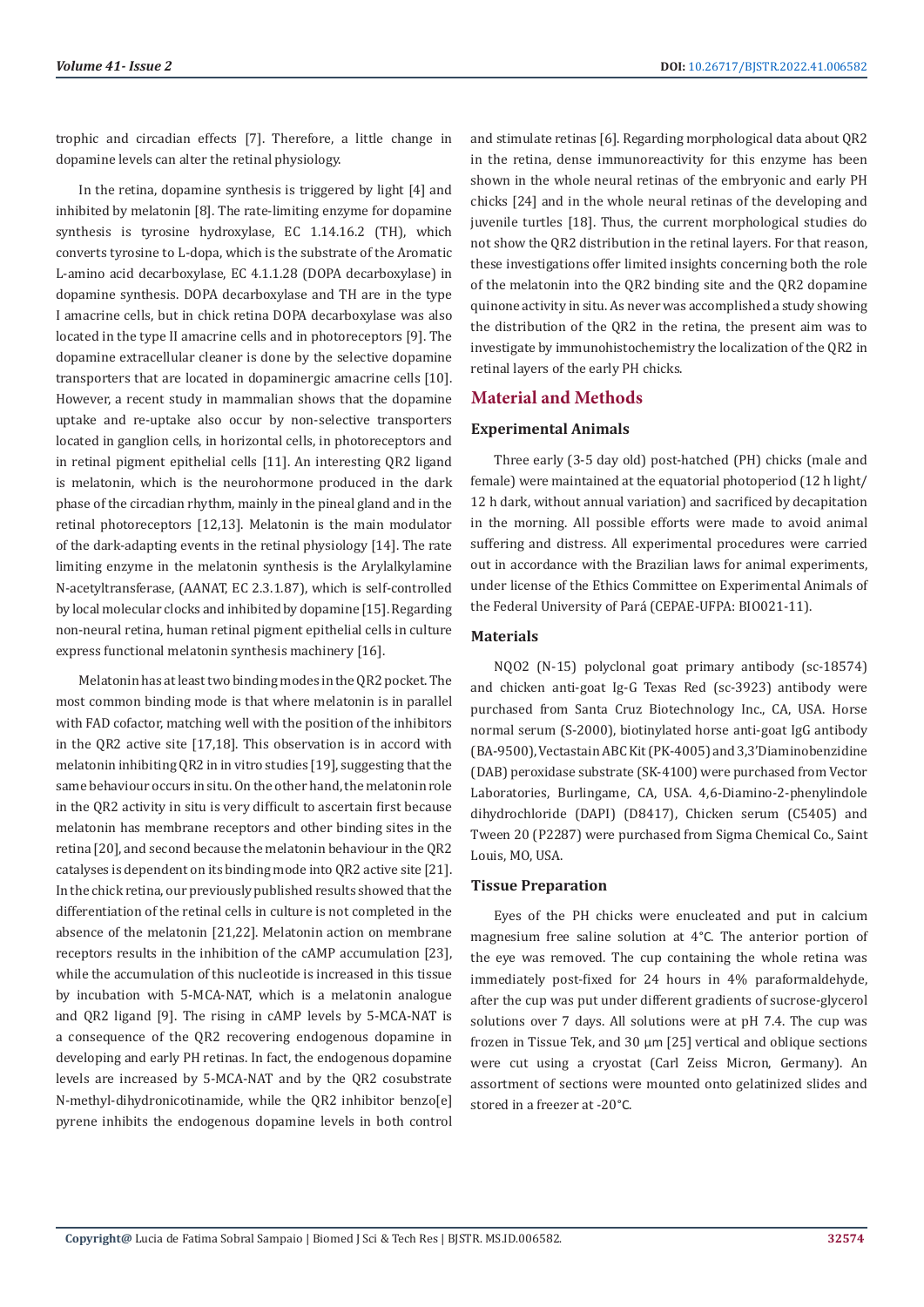trophic and circadian effects [7]. Therefore, a little change in dopamine levels can alter the retinal physiology.

In the retina, dopamine synthesis is triggered by light [4] and inhibited by melatonin [8]. The rate-limiting enzyme for dopamine synthesis is tyrosine hydroxylase, EC 1.14.16.2 (TH), which converts tyrosine to L-dopa, which is the substrate of the Aromatic L-amino acid decarboxylase, EC 4.1.1.28 (DOPA decarboxylase) in dopamine synthesis. DOPA decarboxylase and TH are in the type I amacrine cells, but in chick retina DOPA decarboxylase was also located in the type II amacrine cells and in photoreceptors [9]. The dopamine extracellular cleaner is done by the selective dopamine transporters that are located in dopaminergic amacrine cells [10]. However, a recent study in mammalian shows that the dopamine uptake and re-uptake also occur by non-selective transporters located in ganglion cells, in horizontal cells, in photoreceptors and in retinal pigment epithelial cells [11]. An interesting QR2 ligand is melatonin, which is the neurohormone produced in the dark phase of the circadian rhythm, mainly in the pineal gland and in the retinal photoreceptors [12,13]. Melatonin is the main modulator of the dark-adapting events in the retinal physiology [14]. The rate limiting enzyme in the melatonin synthesis is the Arylalkylamine N-acetyltransferase, (AANAT, EC 2.3.1.87), which is self-controlled by local molecular clocks and inhibited by dopamine [15]. Regarding non-neural retina, human retinal pigment epithelial cells in culture express functional melatonin synthesis machinery [16].

Melatonin has at least two binding modes in the QR2 pocket. The most common binding mode is that where melatonin is in parallel with FAD cofactor, matching well with the position of the inhibitors in the QR2 active site [17,18]. This observation is in accord with melatonin inhibiting QR2 in in vitro studies [19], suggesting that the same behaviour occurs in situ. On the other hand, the melatonin role in the QR2 activity in situ is very difficult to ascertain first because melatonin has membrane receptors and other binding sites in the retina [20], and second because the melatonin behaviour in the QR2 catalyses is dependent on its binding mode into QR2 active site [21]. In the chick retina, our previously published results showed that the differentiation of the retinal cells in culture is not completed in the absence of the melatonin [21,22]. Melatonin action on membrane receptors results in the inhibition of the cAMP accumulation [23], while the accumulation of this nucleotide is increased in this tissue by incubation with 5-MCA-NAT, which is a melatonin analogue and QR2 ligand [9]. The rising in cAMP levels by 5-MCA-NAT is a consequence of the QR2 recovering endogenous dopamine in developing and early PH retinas. In fact, the endogenous dopamine levels are increased by 5-MCA-NAT and by the QR2 cosubstrate N-methyl-dihydronicotinamide, while the QR2 inhibitor benzo[e] pyrene inhibits the endogenous dopamine levels in both control and stimulate retinas [6]. Regarding morphological data about QR2 in the retina, dense immunoreactivity for this enzyme has been shown in the whole neural retinas of the embryonic and early PH chicks [24] and in the whole neural retinas of the developing and juvenile turtles [18]. Thus, the current morphological studies do not show the QR2 distribution in the retinal layers. For that reason, these investigations offer limited insights concerning both the role of the melatonin into the QR2 binding site and the QR2 dopamine quinone activity in situ. As never was accomplished a study showing the distribution of the QR2 in the retina, the present aim was to investigate by immunohistochemistry the localization of the QR2 in retinal layers of the early PH chicks.

## Material and Methods

### Experimental Animals

Three early (3-5 day old) post-hatched (PH) chicks (male and female) were maintained at the equatorial photoperiod (12 h light/ 12 h dark, without annual variation) and sacrificed by decapitation in the morning. All possible efforts were made to avoid animal suffering and distress. All experimental procedures were carried out in accordance with the Brazilian laws for animal experiments, under license of the Ethics Committee on Experimental Animals of the Federal University of Pará (CEPAE-UFPA: BIO021-11).

### Materials

NQO2 (N-15) polyclonal goat primary antibody (sc-18574) and chicken anti-goat Ig-G Texas Red (sc-3923) antibody were purchased from Santa Cruz Biotechnology Inc., CA, USA. Horse normal serum (S-2000), biotinylated horse anti-goat IgG antibody (BA-9500), Vectastain ABC Kit (PK-4005) and 3,3'Diaminobenzidine (DAB) peroxidase substrate (SK-4100) were purchased from Vector Laboratories, Burlingame, CA, USA. 4,6-Diamino-2-phenylindole dihydrochloride (DAPI) (D8417), Chicken serum (C5405) and Tween 20 (P2287) were purchased from Sigma Chemical Co., Saint Louis, MO, USA.

### Tissue Preparation

Eyes of the PH chicks were enucleated and put in calcium magnesium free saline solution at 4°C. The anterior portion of the eye was removed. The cup containing the whole retina was immediately post-fixed for 24 hours in 4% paraformaldehyde, after the cup was put under different gradients of sucrose-glycerol solutions over 7 days. All solutions were at pH 7.4. The cup was frozen in Tissue Tek, and 30 µm [25] vertical and oblique sections were cut using a cryostat (Carl Zeiss Micron, Germany). An assortment of sections were mounted onto gelatinized slides and stored in a freezer at -20°C.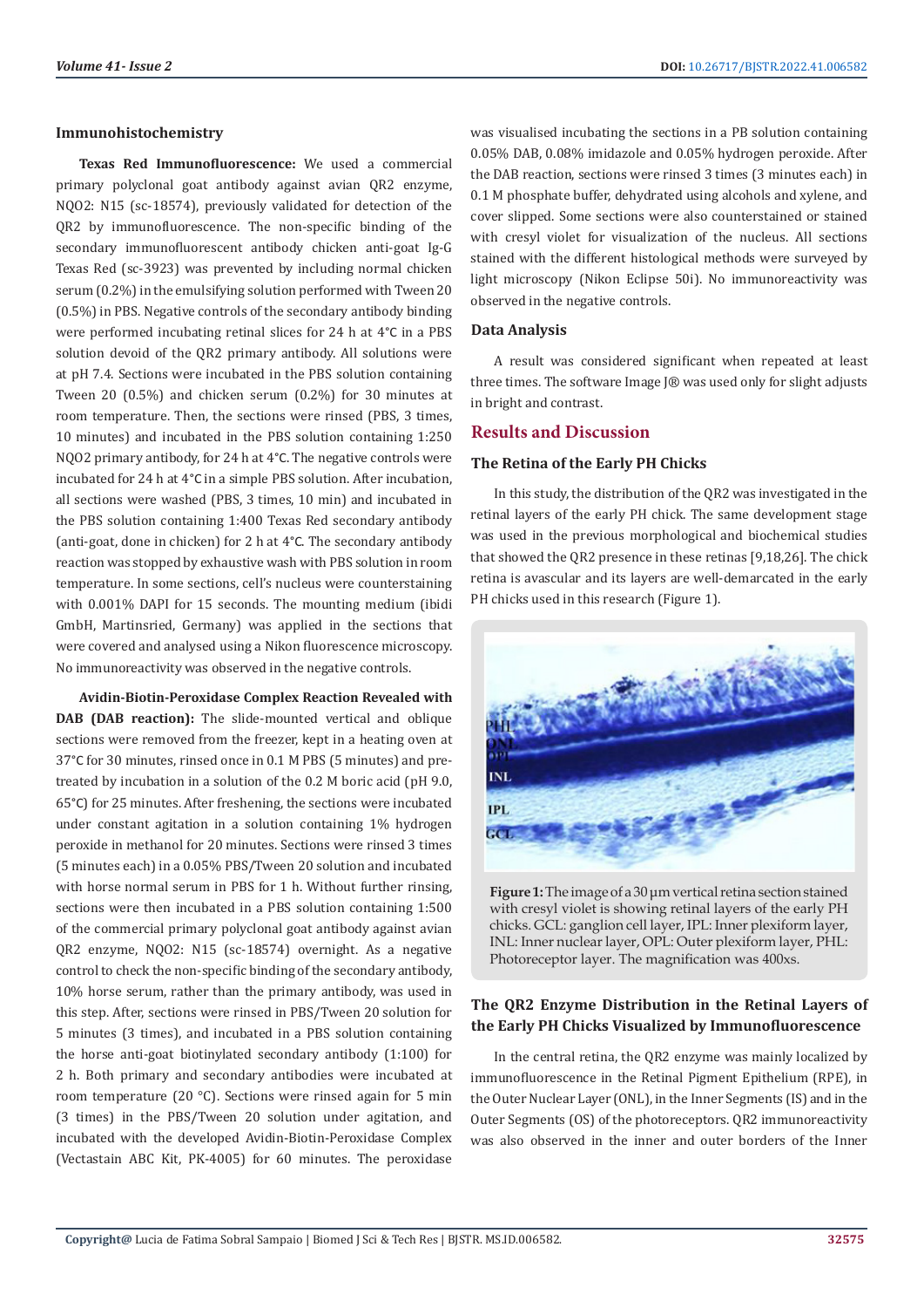### Immunohistochemistry

**Texas Red Immunofluorescence:** We used a commercial primary polyclonal goat antibody against avian QR2 enzyme, NQO2: N15 (sc-18574), previously validated for detection of the QR2 by immunofluorescence. The non-specific binding of the secondary immunofluorescent antibody chicken anti-goat Ig-G Texas Red (sc-3923) was prevented by including normal chicken serum (0.2%) in the emulsifying solution performed with Tween 20 (0.5%) in PBS. Negative controls of the secondary antibody binding were performed incubating retinal slices for 24 h at 4°C in a PBS solution devoid of the QR2 primary antibody. All solutions were at pH 7.4. Sections were incubated in the PBS solution containing Tween 20 (0.5%) and chicken serum (0.2%) for 30 minutes at room temperature. Then, the sections were rinsed (PBS, 3 times, 10 minutes) and incubated in the PBS solution containing 1:250 NQO2 primary antibody, for 24 h at 4°C. The negative controls were incubated for 24 h at 4°C in a simple PBS solution. After incubation, all sections were washed (PBS, 3 times, 10 min) and incubated in the PBS solution containing 1:400 Texas Red secondary antibody (anti-goat, done in chicken) for 2 h at 4°C. The secondary antibody reaction was stopped by exhaustive wash with PBS solution in room temperature. In some sections, cell's nucleus were counterstaining with 0.001% DAPI for 15 seconds. The mounting medium (ibidi GmbH, Martinsried, Germany) was applied in the sections that were covered and analysed using a Nikon fluorescence microscopy. No immunoreactivity was observed in the negative controls.

**Avidin-Biotin-Peroxidase Complex Reaction Revealed with DAB (DAB reaction):** The slide-mounted vertical and oblique sections were removed from the freezer, kept in a heating oven at 37°C for 30 minutes, rinsed once in 0.1 M PBS (5 minutes) and pre-treated by incubation in a solution of the 0.2 M boric acid (pH 9.0, 65°C) for 25 minutes. After freshening, the sections were incubated under constant agitation in a solution containing 1% hydrogen peroxide in methanol for 20 minutes. Sections were rinsed 3 times (5 minutes each) in a 0.05% PBS/Tween 20 solution and incubated with horse normal serum in PBS for 1 h. Without further rinsing, sections were then incubated in a PBS solution containing 1:500 of the commercial primary polyclonal goat antibody against avian QR2 enzyme, NQO2: N15 (sc-18574) overnight. As a negative control to check the non-specific binding of the secondary antibody, 10% horse serum, rather than the primary antibody, was used in this step. After, sections were rinsed in PBS/Tween 20 solution for 5 minutes (3 times), and incubated in a PBS solution containing the horse anti-goat biotinylated secondary antibody (1:100) for 2 h. Both primary and secondary antibodies were incubated at room temperature (20 °C). Sections were rinsed again for 5 min (3 times) in the PBS/Tween 20 solution under agitation, and incubated with the developed Avidin-Biotin-Peroxidase Complex (Vectastain ABC Kit, PK-4005) for 60 minutes. The peroxidase was visualised incubating the sections in a PB solution containing 0.05% DAB, 0.08% imidazole and 0.05% hydrogen peroxide. After the DAB reaction, sections were rinsed 3 times (3 minutes each) in 0.1 M phosphate buffer, dehydrated using alcohols and xylene, and cover slipped. Some sections were also counterstained or stained with cresyl violet for visualization of the nucleus. All sections stained with the different histological methods were surveyed by light microscopy (Nikon Eclipse 50i). No immunoreactivity was observed in the negative controls.

### Data Analysis

A result was considered significant when repeated at least three times. The software Image J® was used only for slight adjusts in bright and contrast.

## Results and Discussion

### The Retina of the Early PH Chicks

In this study, the distribution of the QR2 was investigated in the retinal layers of the early PH chick. The same development stage was used in the previous morphological and biochemical studies that showed the QR2 presence in these retinas [9,18,26]. The chick retina is avascular and its layers are well-demarcated in the early PH chicks used in this research (Figure 1).

**Figure 1:** The image of a 30 µm vertical retina section stained with cresyl violet is showing retinal layers of the early PH chicks. GCL: ganglion cell layer, IPL: Inner plexiform layer, INL: Inner nuclear layer, OPL: Outer plexiform layer, PHL: Photoreceptor layer. The magnification was 400xs.

### The QR2 Enzyme Distribution in the Retinal Layers of the Early PH Chicks Visualized by Immunofluorescence

In the central retina, the QR2 enzyme was mainly localized by immunofluorescence in the Retinal Pigment Epithelium (RPE), in the Outer Nuclear Layer (ONL), in the Inner Segments (IS) and in the Outer Segments (OS) of the photoreceptors. QR2 immunoreactivity was also observed in the inner and outer borders of the Inner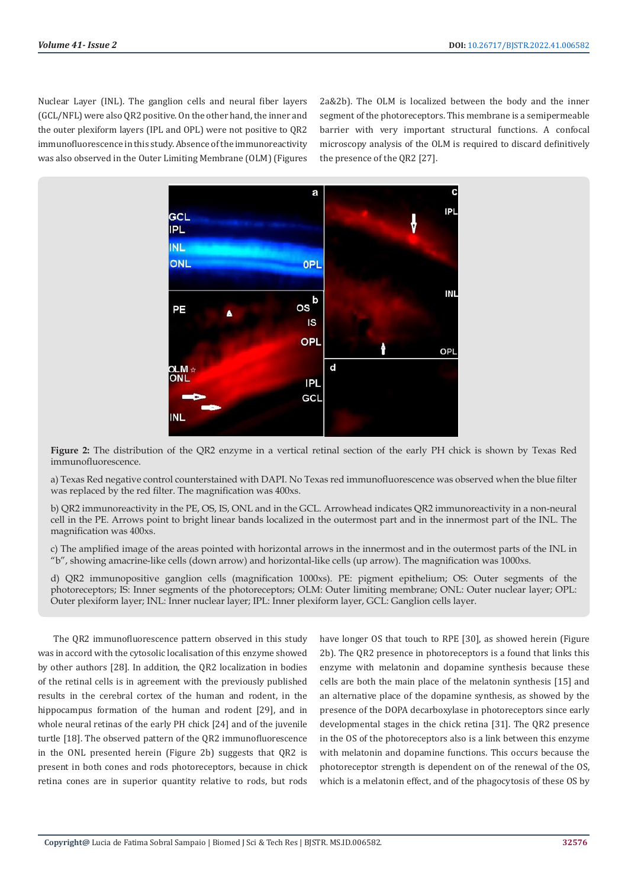Nuclear Layer (INL). The ganglion cells and neural fiber layers (GCL/NFL) were also QR2 positive. On the other hand, the inner and the outer plexiform layers (IPL and OPL) were not positive to QR2 immunofluorescence in this study. Absence of the immunoreactivity was also observed in the Outer Limiting Membrane (OLM) (Figures 2a&2b). The OLM is localized between the body and the inner segment of the photoreceptors. This membrane is a semipermeable barrier with very important structural functions. A confocal microscopy analysis of the OLM is required to discard definitively the presence of the QR2 [27].

**Figure 2:** The distribution of the QR2 enzyme in a vertical retinal section of the early PH chick is shown by Texas Red immunofluorescence.

a) Texas Red negative control counterstained with DAPI. No Texas red immunofluorescence was observed when the blue filter was replaced by the red filter. The magnification was 400xs.

b) QR2 immunoreactivity in the PE, OS, IS, ONL and in the GCL. Arrowhead indicates QR2 immunoreactivity in a non-neural cell in the PE. Arrows point to bright linear bands localized in the outermost part and in the innermost part of the INL. The magnification was 400xs.

c) The amplified image of the areas pointed with horizontal arrows in the innermost and in the outermost parts of the INL in "b", showing amacrine-like cells (down arrow) and horizontal-like cells (up arrow). The magnification was 1000xs.

d) QR2 immunopositive ganglion cells (magnification 1000xs). PE: pigment epithelium; OS: Outer segments of the photoreceptors; IS: Inner segments of the photoreceptors; OLM: Outer limiting membrane; ONL: Outer nuclear layer; OPL: Outer plexiform layer; INL: Inner nuclear layer; IPL: Inner plexiform layer, GCL: Ganglion cells layer.

The QR2 immunofluorescence pattern observed in this study was in accord with the cytosolic localisation of this enzyme showed by other authors [28]. In addition, the QR2 localization in bodies of the retinal cells is in agreement with the previously published results in the cerebral cortex of the human and rodent, in the hippocampus formation of the human and rodent [29], and in whole neural retinas of the early PH chick [24] and of the juvenile turtle [18]. The observed pattern of the QR2 immunofluorescence in the ONL presented herein (Figure 2b) suggests that QR2 is present in both cones and rods photoreceptors, because in chick retina cones are in superior quantity relative to rods, but rods have longer OS that touch to RPE [30], as showed herein (Figure 2b). The QR2 presence in photoreceptors is a found that links this enzyme with melatonin and dopamine synthesis because these cells are both the main place of the melatonin synthesis [15] and an alternative place of the dopamine synthesis, as showed by the presence of the DOPA decarboxylase in photoreceptors since early developmental stages in the chick retina [31]. The QR2 presence in the OS of the photoreceptors also is a link between this enzyme with melatonin and dopamine functions. This occurs because the photoreceptor strength is dependent on of the renewal of the OS, which is a melatonin effect, and of the phagocytosis of these OS by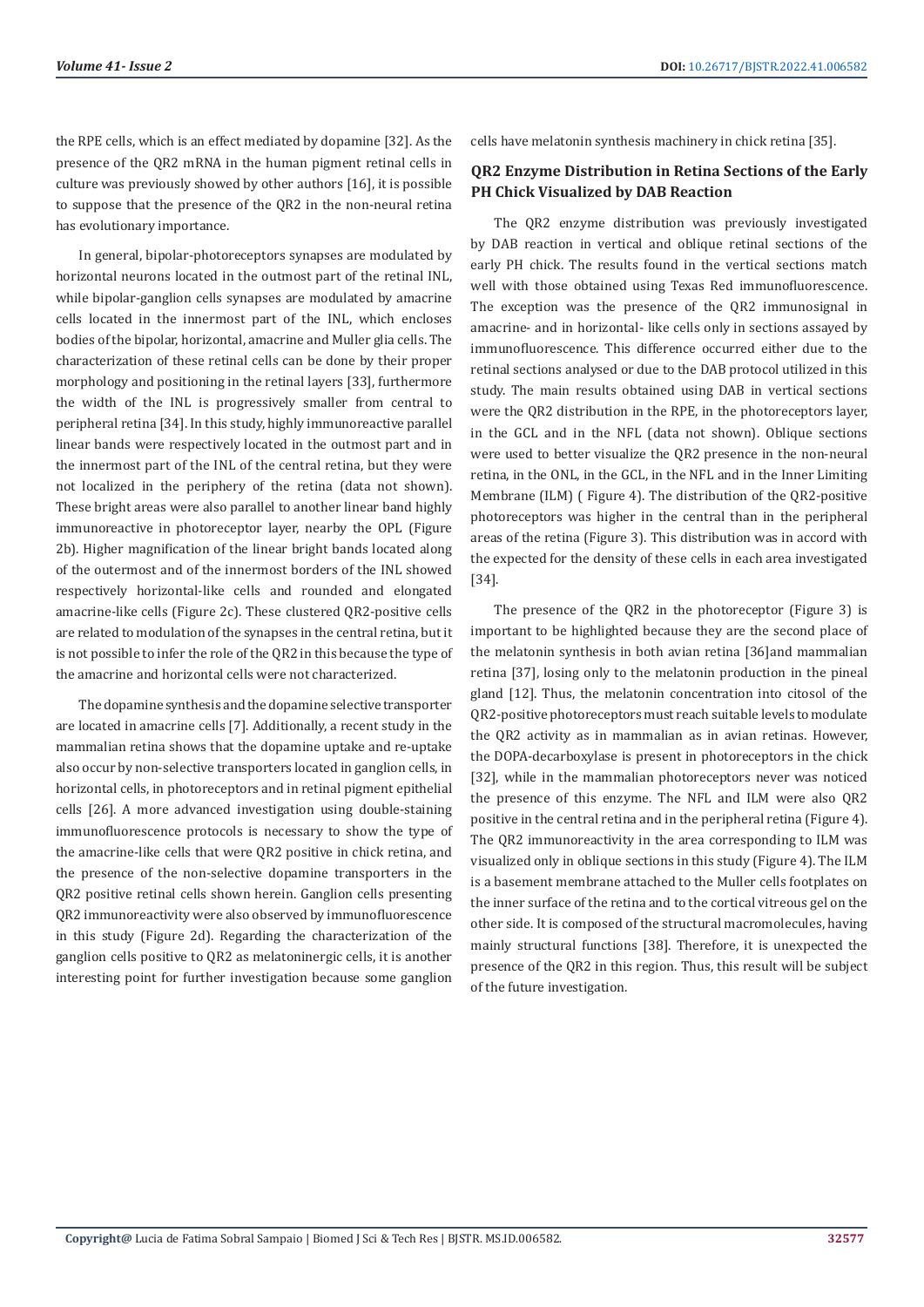the RPE cells, which is an effect mediated by dopamine [32]. As the presence of the QR2 mRNA in the human pigment retinal cells in culture was previously showed by other authors [16], it is possible to suppose that the presence of the QR2 in the non-neural retina has evolutionary importance.

In general, bipolar-photoreceptors synapses are modulated by horizontal neurons located in the outmost part of the retinal INL, while bipolar-ganglion cells synapses are modulated by amacrine cells located in the innermost part of the INL, which encloses bodies of the bipolar, horizontal, amacrine and Muller glia cells. The characterization of these retinal cells can be done by their proper morphology and positioning in the retinal layers [33], furthermore the width of the INL is progressively smaller from central to peripheral retina [34]. In this study, highly immunoreactive parallel linear bands were respectively located in the outmost part and in the innermost part of the INL of the central retina, but they were not localized in the periphery of the retina (data not shown). These bright areas were also parallel to another linear band highly immunoreactive in photoreceptor layer, nearby the OPL (Figure 2b). Higher magnification of the linear bright bands located along of the outermost and of the innermost borders of the INL showed respectively horizontal-like cells and rounded and elongated amacrine-like cells (Figure 2c). These clustered QR2-positive cells are related to modulation of the synapses in the central retina, but it is not possible to infer the role of the QR2 in this because the type of the amacrine and horizontal cells were not characterized.

The dopamine synthesis and the dopamine selective transporter are located in amacrine cells [7]. Additionally, a recent study in the mammalian retina shows that the dopamine uptake and re-uptake also occur by non-selective transporters located in ganglion cells, in horizontal cells, in photoreceptors and in retinal pigment epithelial cells [26]. A more advanced investigation using double-staining immunofluorescence protocols is necessary to show the type of the amacrine-like cells that were QR2 positive in chick retina, and the presence of the non-selective dopamine transporters in the QR2 positive retinal cells shown herein. Ganglion cells presenting QR2 immunoreactivity were also observed by immunofluorescence in this study (Figure 2d). Regarding the characterization of the ganglion cells positive to QR2 as melatoninergic cells, it is another interesting point for further investigation because some ganglion cells have melatonin synthesis machinery in chick retina [35].

## QR2 Enzyme Distribution in Retina Sections of the Early PH Chick Visualized by DAB Reaction

The QR2 enzyme distribution was previously investigated by DAB reaction in vertical and oblique retinal sections of the early PH chick. The results found in the vertical sections match well with those obtained using Texas Red immunofluorescence. The exception was the presence of the QR2 immunosignal in amacrine- and in horizontal- like cells only in sections assayed by immunofluorescence. This difference occurred either due to the retinal sections analysed or due to the DAB protocol utilized in this study. The main results obtained using DAB in vertical sections were the QR2 distribution in the RPE, in the photoreceptors layer, in the GCL and in the NFL (data not shown). Oblique sections were used to better visualize the QR2 presence in the non-neural retina, in the ONL, in the GCL, in the NFL and in the Inner Limiting Membrane (ILM) ( Figure 4). The distribution of the QR2-positive photoreceptors was higher in the central than in the peripheral areas of the retina (Figure 3). This distribution was in accord with the expected for the density of these cells in each area investigated [34].

The presence of the QR2 in the photoreceptor (Figure 3) is important to be highlighted because they are the second place of the melatonin synthesis in both avian retina [36]and mammalian retina [37], losing only to the melatonin production in the pineal gland [12]. Thus, the melatonin concentration into citosol of the QR2-positive photoreceptors must reach suitable levels to modulate the QR2 activity as in mammalian as in avian retinas. However, the DOPA-decarboxylase is present in photoreceptors in the chick [32], while in the mammalian photoreceptors never was noticed the presence of this enzyme. The NFL and ILM were also QR2 positive in the central retina and in the peripheral retina (Figure 4). The QR2 immunoreactivity in the area corresponding to ILM was visualized only in oblique sections in this study (Figure 4). The ILM is a basement membrane attached to the Muller cells footplates on the inner surface of the retina and to the cortical vitreous gel on the other side. It is composed of the structural macromolecules, having mainly structural functions [38]. Therefore, it is unexpected the presence of the QR2 in this region. Thus, this result will be subject of the future investigation.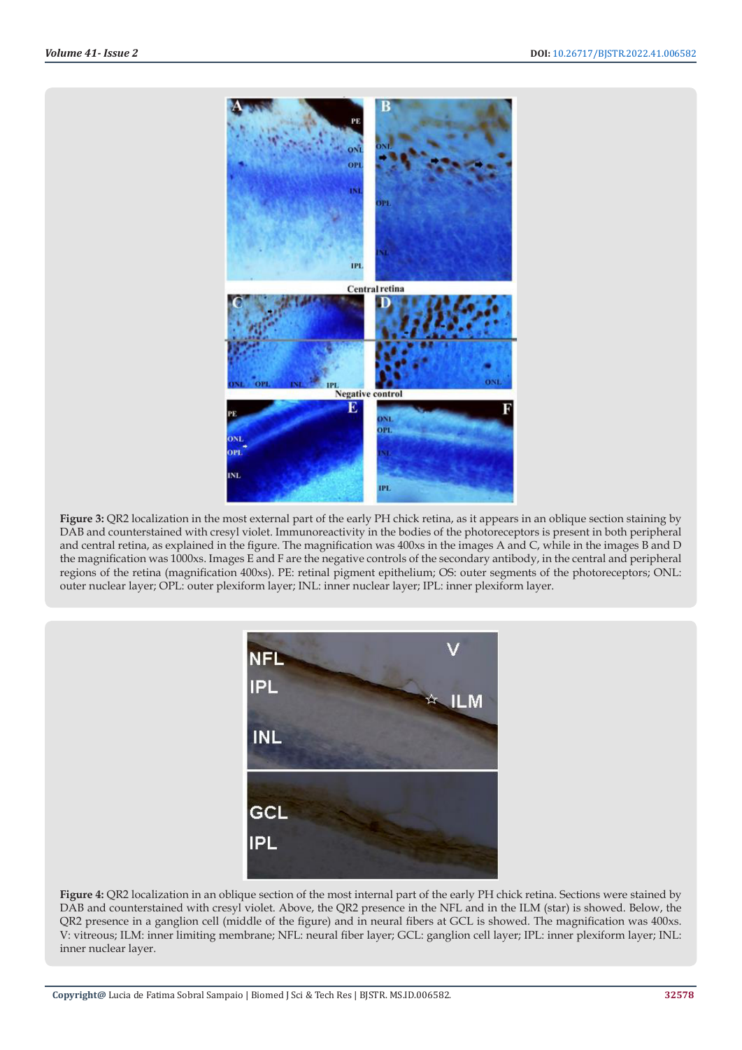**Figure 3:** QR2 localization in the most external part of the early PH chick retina, as it appears in an oblique section staining by DAB and counterstained with cresyl violet. Immunoreactivity in the bodies of the photoreceptors is present in both peripheral and central retina, as explained in the figure. The magnification was 400xs in the images A and C, while in the images B and D the magnification was 1000xs. Images E and F are the negative controls of the secondary antibody, in the central and peripheral regions of the retina (magnification 400xs). PE: retinal pigment epithelium; OS: outer segments of the photoreceptors; ONL: outer nuclear layer; OPL: outer plexiform layer; INL: inner nuclear layer; IPL: inner plexiform layer.

**Figure 4:** QR2 localization in an oblique section of the most internal part of the early PH chick retina. Sections were stained by DAB and counterstained with cresyl violet. Above, the QR2 presence in the NFL and in the ILM (star) is showed. Below, the QR2 presence in a ganglion cell (middle of the figure) and in neural fibers at GCL is showed. The magnification was 400xs. V: vitreous; ILM: inner limiting membrane; NFL: neural fiber layer; GCL: ganglion cell layer; IPL: inner plexiform layer; INL: inner nuclear layer.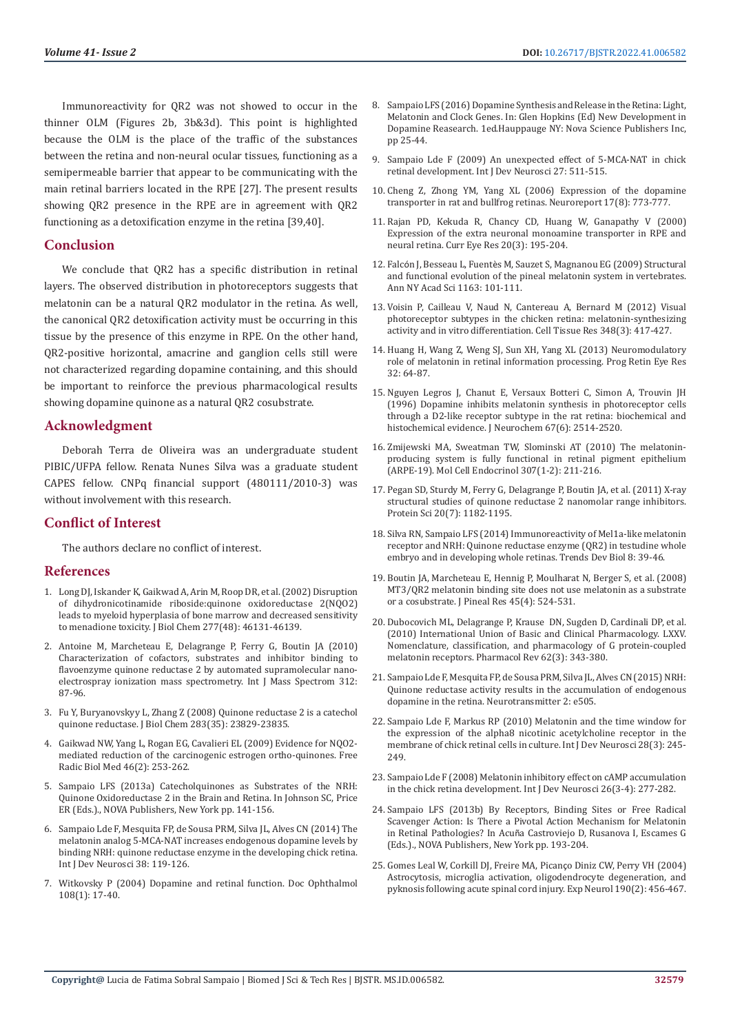Immunoreactivity for QR2 was not showed to occur in the thinner OLM (Figures 2b, 3b&3d). This point is highlighted because the OLM is the place of the traffic of the substances between the retina and non-neural ocular tissues, functioning as a semipermeable barrier that appear to be communicating with the main retinal barriers located in the RPE [27]. The present results showing QR2 presence in the RPE are in agreement with QR2 functioning as a detoxification enzyme in the retina [39,40].

## Conclusion

We conclude that QR2 has a specific distribution in retinal layers. The observed distribution in photoreceptors suggests that melatonin can be a natural QR2 modulator in the retina. As well, the canonical QR2 detoxification activity must be occurring in this tissue by the presence of this enzyme in RPE. On the other hand, QR2-positive horizontal, amacrine and ganglion cells still were not characterized regarding dopamine containing, and this should be important to reinforce the previous pharmacological results showing dopamine quinone as a natural QR2 cosubstrate.

## Acknowledgment

Deborah Terra de Oliveira was an undergraduate student PIBIC/UFPA fellow. Renata Nunes Silva was a graduate student CAPES fellow. CNPq financial support (480111/2010-3) was without involvement with this research.

## Conflict of Interest

The authors declare no conflict of interest.

## References

1. Long DJ, Iskander K, Gaikwad A, Arin M, Roop DR, et al. (2002) Disruption of dihydronicotinamide riboside:quinone oxidoreductase 2(NQO2) leads to myeloid hyperplasia of bone marrow and decreased sensitivity to menadione toxicity. J Biol Chem 277(48): 46131-46139.
2. Antoine M, Marcheteau E, Delagrange P, Ferry G, Boutin JA (2010) Characterization of cofactors, substrates and inhibitor binding to flavoenzyme quinone reductase 2 by automated supramolecular nano-electrospray ionization mass spectrometry. Int J Mass Spectrom 312: 87-96.
3. Fu Y, Buryanovskyy L, Zhang Z (2008) Quinone reductase 2 is a catechol quinone reductase. J Biol Chem 283(35): 23829-23835.
4. Gaikwad NW, Yang L, Rogan EG, Cavalieri EL (2009) Evidence for NQO2-mediated reduction of the carcinogenic estrogen ortho-quinones. Free Radic Biol Med 46(2): 253-262.
5. Sampaio LFS (2013a) Catecholquinones as Substrates of the NRH: Quinone Oxidoreductase 2 in the Brain and Retina. In Johnson SC, Price ER (Eds.)., NOVA Publishers, New York pp. 141-156.
6. Sampaio Lde F, Mesquita FP, de Sousa PRM, Silva JL, Alves CN (2014) The melatonin analog 5-MCA-NAT increases endogenous dopamine levels by binding NRH: quinone reductase enzyme in the developing chick retina. Int J Dev Neurosci 38: 119-126.
7. Witkovsky P (2004) Dopamine and retinal function. Doc Ophthalmol 108(1): 17-40.
8. Sampaio LFS (2016) Dopamine Synthesis and Release in the Retina: Light, Melatonin and Clock Genes. In: Glen Hopkins (Ed) New Development in Dopamine Reasearch. 1ed.Hauppauge NY: Nova Science Publishers Inc, pp 25-44.
9. Sampaio Lde F (2009) An unexpected effect of 5-MCA-NAT in chick retinal development. Int J Dev Neurosci 27: 511-515.
10. Cheng Z, Zhong YM, Yang XL (2006) Expression of the dopamine transporter in rat and bullfrog retinas. Neuroreport 17(8): 773-777.
11. Rajan PD, Kekuda R, Chancy CD, Huang W, Ganapathy V (2000) Expression of the extra neuronal monoamine transporter in RPE and neural retina. Curr Eye Res 20(3): 195-204.
12. Falcón J, Besseau L, Fuentès M, Sauzet S, Magnanou EG (2009) Structural and functional evolution of the pineal melatonin system in vertebrates. Ann NY Acad Sci 1163: 101-111.
13. Voisin P, Cailleau V, Naud N, Cantereau A, Bernard M (2012) Visual photoreceptor subtypes in the chicken retina: melatonin-synthesizing activity and in vitro differentiation. Cell Tissue Res 348(3): 417-427.
14. Huang H, Wang Z, Weng SJ, Sun XH, Yang XL (2013) Neuromodulatory role of melatonin in retinal information processing. Prog Retin Eye Res 32: 64-87.
15. Nguyen Legros J, Chanut E, Versaux Botteri C, Simon A, Trouvin JH (1996) Dopamine inhibits melatonin synthesis in photoreceptor cells through a D2-like receptor subtype in the rat retina: biochemical and histochemical evidence. J Neurochem 67(6): 2514-2520.
16. Zmijewski MA, Sweatman TW, Slominski AT (2010) The melatonin-producing system is fully functional in retinal pigment epithelium (ARPE-19). Mol Cell Endocrinol 307(1-2): 211-216.
17. Pegan SD, Sturdy M, Ferry G, Delagrange P, Boutin JA, et al. (2011) X-ray structural studies of quinone reductase 2 nanomolar range inhibitors. Protein Sci 20(7): 1182-1195.
18. Silva RN, Sampaio LFS (2014) Immunoreactivity of Mel1a-like melatonin receptor and NRH: Quinone reductase enzyme (QR2) in testudine whole embryo and in developing whole retinas. Trends Dev Biol 8: 39-46.
19. Boutin JA, Marcheteau E, Hennig P, Moulharat N, Berger S, et al. (2008) MT3/QR2 melatonin binding site does not use melatonin as a substrate or a cosubstrate. J Pineal Res 45(4): 524-531.
20. Dubocovich ML, Delagrange P, Krause DN, Sugden D, Cardinali DP, et al. (2010) International Union of Basic and Clinical Pharmacology. LXXV. Nomenclature, classification, and pharmacology of G protein-coupled melatonin receptors. Pharmacol Rev 62(3): 343-380.
21. Sampaio Lde F, Mesquita FP, de Sousa PRM, Silva JL, Alves CN (2015) NRH: Quinone reductase activity results in the accumulation of endogenous dopamine in the retina. Neurotransmitter 2: e505.
22. Sampaio Lde F, Markus RP (2010) Melatonin and the time window for the expression of the alpha8 nicotinic acetylcholine receptor in the membrane of chick retinal cells in culture. Int J Dev Neurosci 28(3): 245-249.
23. Sampaio Lde F (2008) Melatonin inhibitory effect on cAMP accumulation in the chick retina development. Int J Dev Neurosci 26(3-4): 277-282.
24. Sampaio LFS (2013b) By Receptors, Binding Sites or Free Radical Scavenger Action: Is There a Pivotal Action Mechanism for Melatonin in Retinal Pathologies? In Acuña Castroviejo D, Rusanova I, Escames G (Eds.)., NOVA Publishers, New York pp. 193-204.
25. Gomes Leal W, Corkill DJ, Freire MA, Picanço Diniz CW, Perry VH (2004) Astrocytosis, microglia activation, oligodendrocyte degeneration, and pyknosis following acute spinal cord injury. Exp Neurol 190(2): 456-467.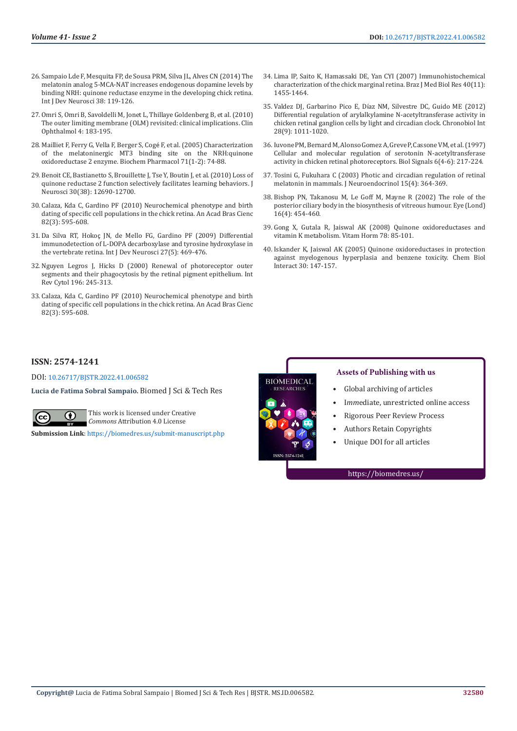26. Sampaio Lde F, Mesquita FP, de Sousa PRM, Silva JL, Alves CN (2014) The melatonin analog 5-MCA-NAT increases endogenous dopamine levels by binding NRH: quinone reductase enzyme in the developing chick retina. Int J Dev Neurosci 38: 119-126.
27. Omri S, Omri B, Savoldelli M, Jonet L, Thillaye Goldenberg B, et al. (2010) The outer limiting membrane (OLM) revisited: clinical implications. Clin Ophthalmol 4: 183-195.
28. Mailliet F, Ferry G, Vella F, Berger S, Cogé F, et al. (2005) Characterization of the melatoninergic MT3 binding site on the NRH:quinone oxidoreductase 2 enzyme. Biochem Pharmacol 71(1-2): 74-88.
29. Benoit CE, Bastianetto S, Brouillette J, Tse Y, Boutin J, et al. (2010) Loss of quinone reductase 2 function selectively facilitates learning behaviors. J Neurosci 30(38): 12690-12700.
30. Calaza, Kda C, Gardino PF (2010) Neurochemical phenotype and birth dating of specific cell populations in the chick retina. An Acad Bras Cienc 82(3): 595-608.
31. Da Silva RT, Hokoç JN, de Mello FG, Gardino PF (2009) Differential immunodetection of L-DOPA decarboxylase and tyrosine hydroxylase in the vertebrate retina. Int J Dev Neurosci 27(5): 469-476.
32. Nguyen Legros J, Hicks D (2000) Renewal of photoreceptor outer segments and their phagocytosis by the retinal pigment epithelium. Int Rev Cytol 196: 245-313.
33. Calaza, Kda C, Gardino PF (2010) Neurochemical phenotype and birth dating of specific cell populations in the chick retina. An Acad Bras Cienc 82(3): 595-608.
34. Lima IP, Saito K, Hamassaki DE, Yan CYI (2007) Immunohistochemical characterization of the chick marginal retina. Braz J Med Biol Res 40(11): 1455-1464.
35. Valdez DJ, Garbarino Pico E, Díaz NM, Silvestre DC, Guido ME (2012) Differential regulation of arylalkylamine N-acetyltransferase activity in chicken retinal ganglion cells by light and circadian clock. Chronobiol Int 28(9): 1011-1020.
36. Iuvone PM, Bernard M, Alonso Gomez A, Greve P, Cassone VM, et al. (1997) Cellular and molecular regulation of serotonin N-acetyltransferase activity in chicken retinal photoreceptors. Biol Signals 6(4-6): 217-224.
37. Tosini G, Fukuhara C (2003) Photic and circadian regulation of retinal melatonin in mammals. J Neuroendocrinol 15(4): 364-369.
38. Bishop PN, Takanosu M, Le Goff M, Mayne R (2002) The role of the posterior ciliary body in the biosynthesis of vitreous humour. Eye (Lond) 16(4): 454-460.
39. Gong X, Gutala R, Jaiswal AK (2008) Quinone oxidoreductases and vitamin K metabolism. Vitam Horm 78: 85-101.
40. Iskander K, Jaiswal AK (2005) Quinone oxidoreductases in protection against myelogenous hyperplasia and benzene toxicity. Chem Biol Interact 30: 147-157.

**ISSN: 2574-1241**

DOI: 10.26717/BJSTR.2022.41.006582

**Lucia de Fatima Sobral Sampaio.** Biomed J Sci & Tech Res

This work is licensed under Creative *Commons* Attribution 4.0 License

**Submission Link**: https://biomedres.us/submit-manuscript.php

BIOMEDICAL RESEARCHES

ISSN: 2574-1241

**Assets of Publishing with us**

- Global archiving of articles
- Immediate, unrestricted online access
- Rigorous Peer Review Process
- Authors Retain Copyrights
- Unique DOI for all articles

https://biomedres.us/